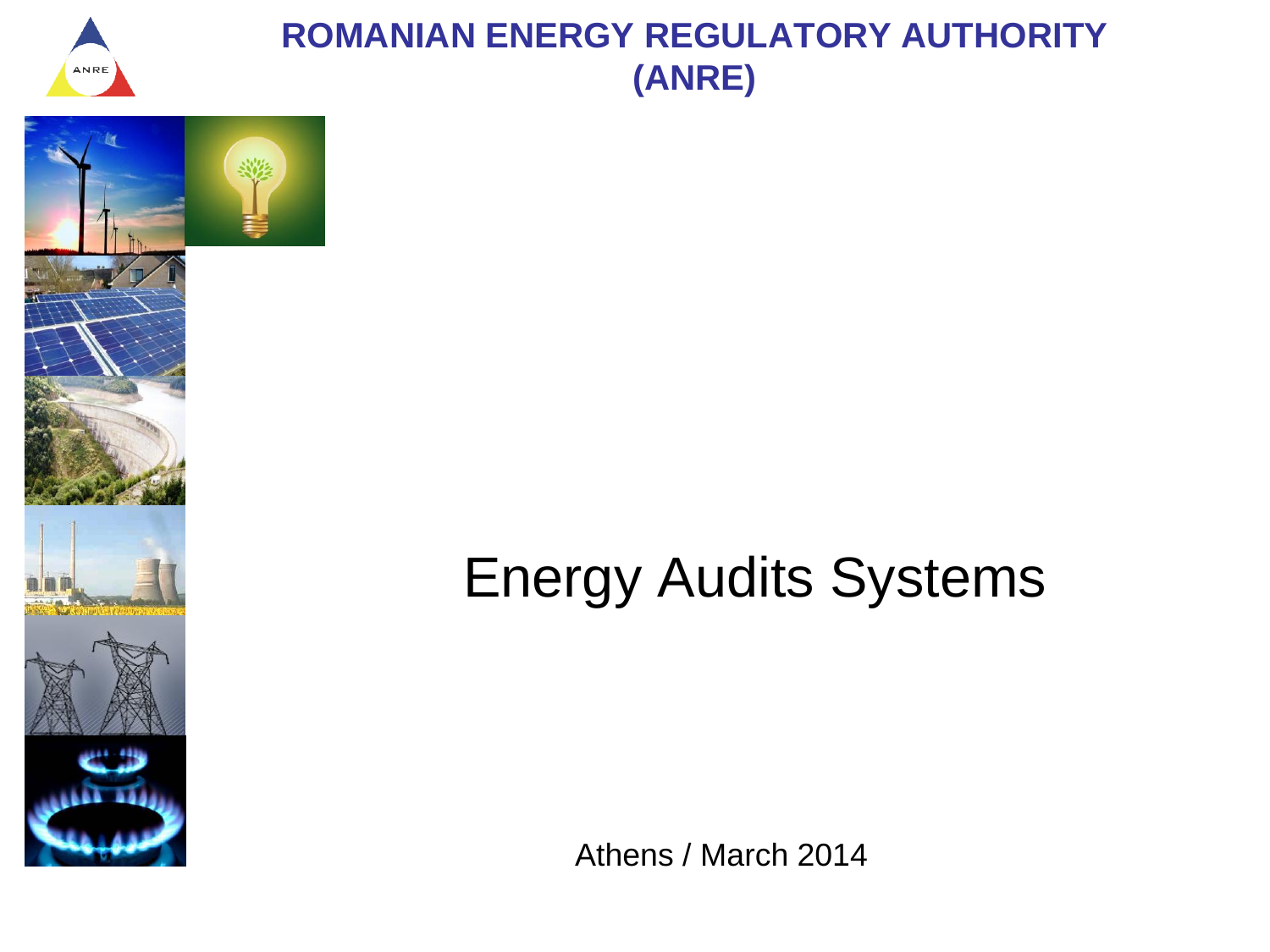# ROMANIAN ENERGY REGULATORY AUTHORITY (ANRE)

# Energy Audits Systems

Athens / March 2014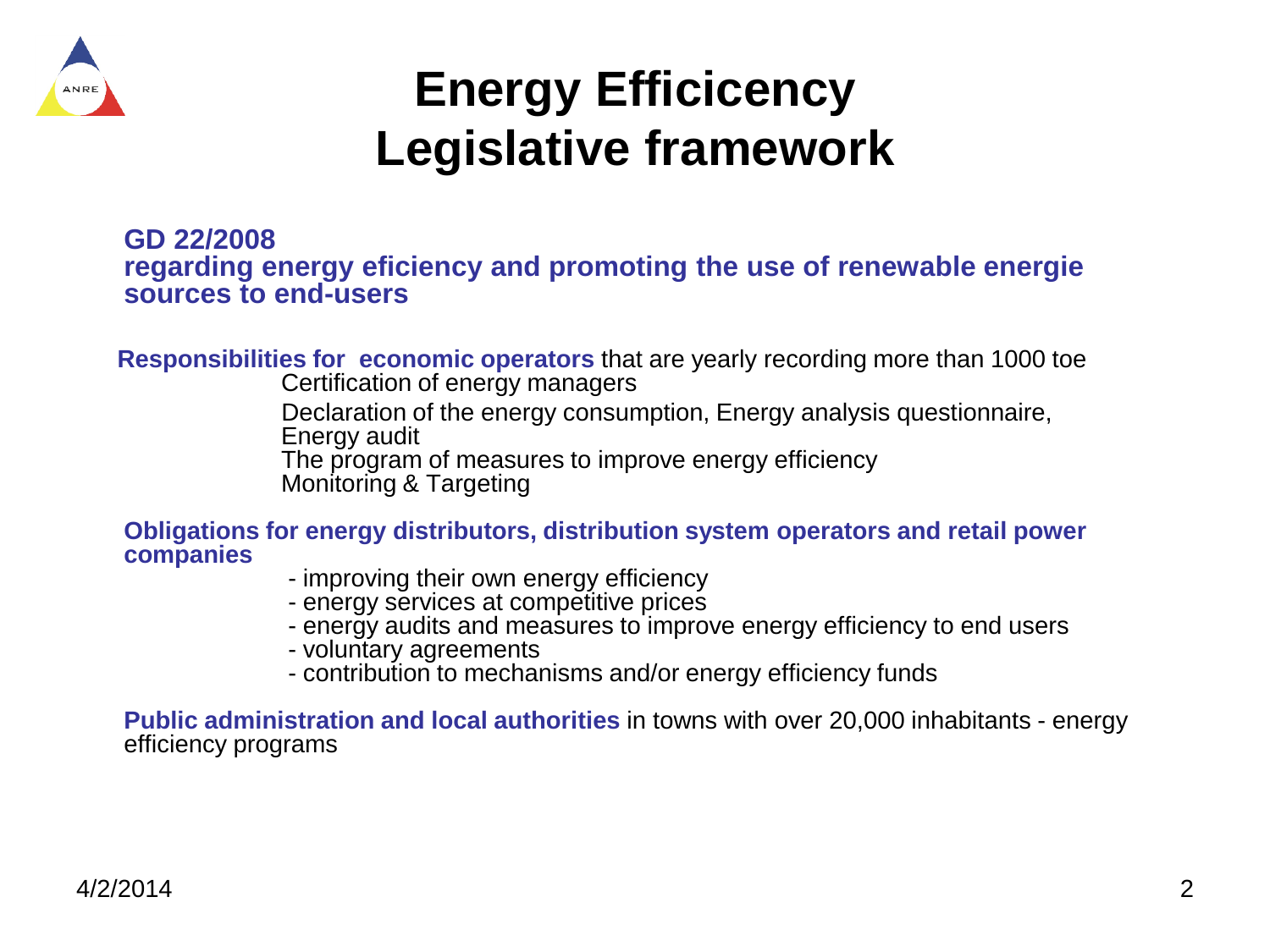# Energy Efficicency Legislative framework

**GD 22/2008**
**regarding energy eficiency and promoting the use of renewable energie sources to end-users**

**Responsibilities for economic operators** that are yearly recording more than 1000 toe

- Certification of energy managers
- Declaration of the energy consumption, Energy analysis questionnaire, Energy audit
- The program of measures to improve energy efficiency
- Monitoring & Targeting

**Obligations for energy distributors, distribution system operators and retail power companies**

- improving their own energy efficiency
- energy services at competitive prices
- energy audits and measures to improve energy efficiency to end users
- voluntary agreements
- contribution to mechanisms and/or energy efficiency funds

**Public administration and local authorities** in towns with over 20,000 inhabitants - energy efficiency programs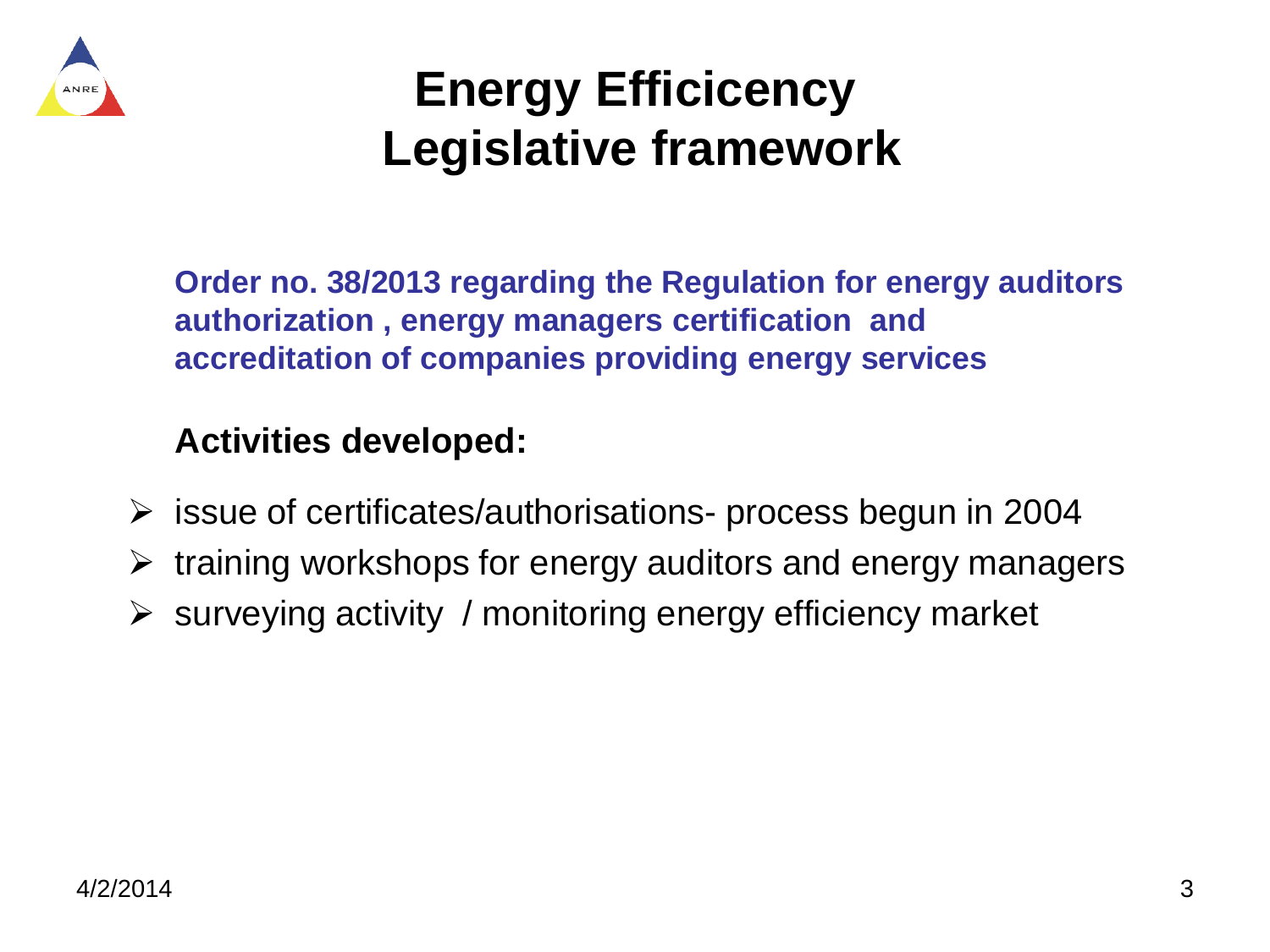# Energy Efficicency Legislative framework

**Order no. 38/2013 regarding the Regulation for energy auditors authorization , energy managers certification and accreditation of companies providing energy services**

**Activities developed:**

- issue of certificates/authorisations- process begun in 2004
- training workshops for energy auditors and energy managers
- surveying activity / monitoring energy efficiency market

4/2/2014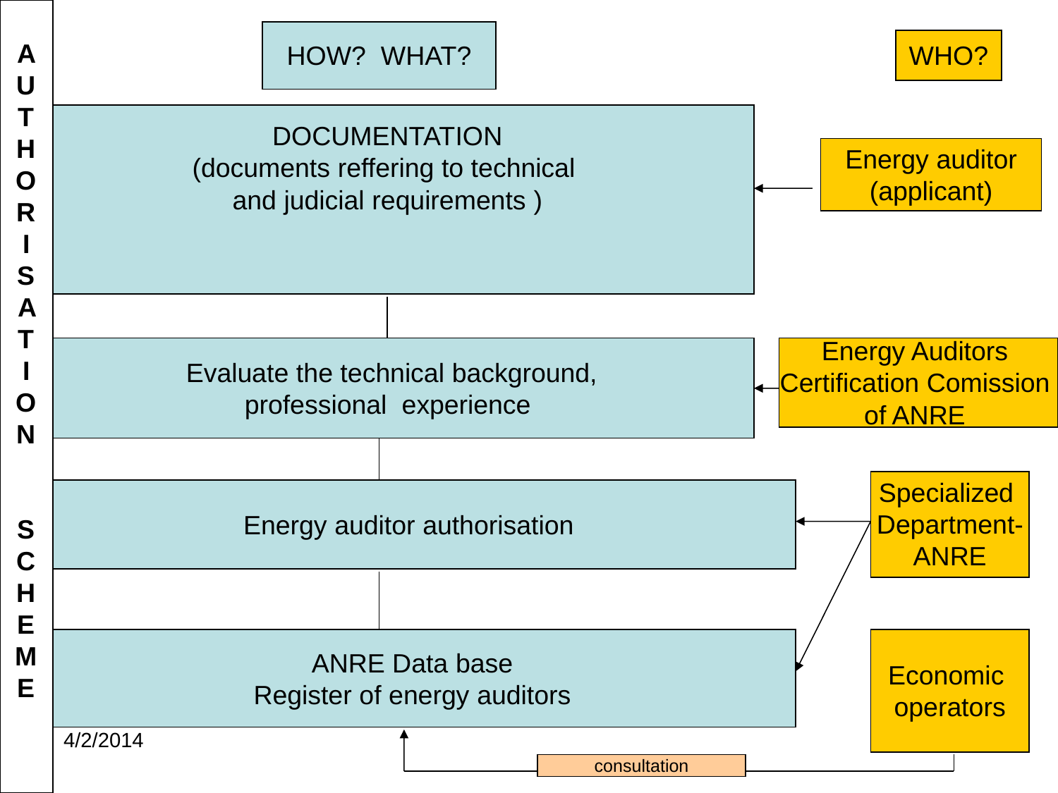# AUTHORISATION SCHEME

| HOW? WHAT? | WHO? |
| --- | --- |
| DOCUMENTATION (documents reffering to technical and judicial requirements ) | Energy auditor (applicant) |
| Evaluate the technical background, professional experience | Energy Auditors Certification Comission of ANRE |
| Energy auditor authorisation | Specialized Department- ANRE |
| ANRE Data base Register of energy auditors | Specialized Department- ANRE; Economic operators (consultation) |

4/2/2014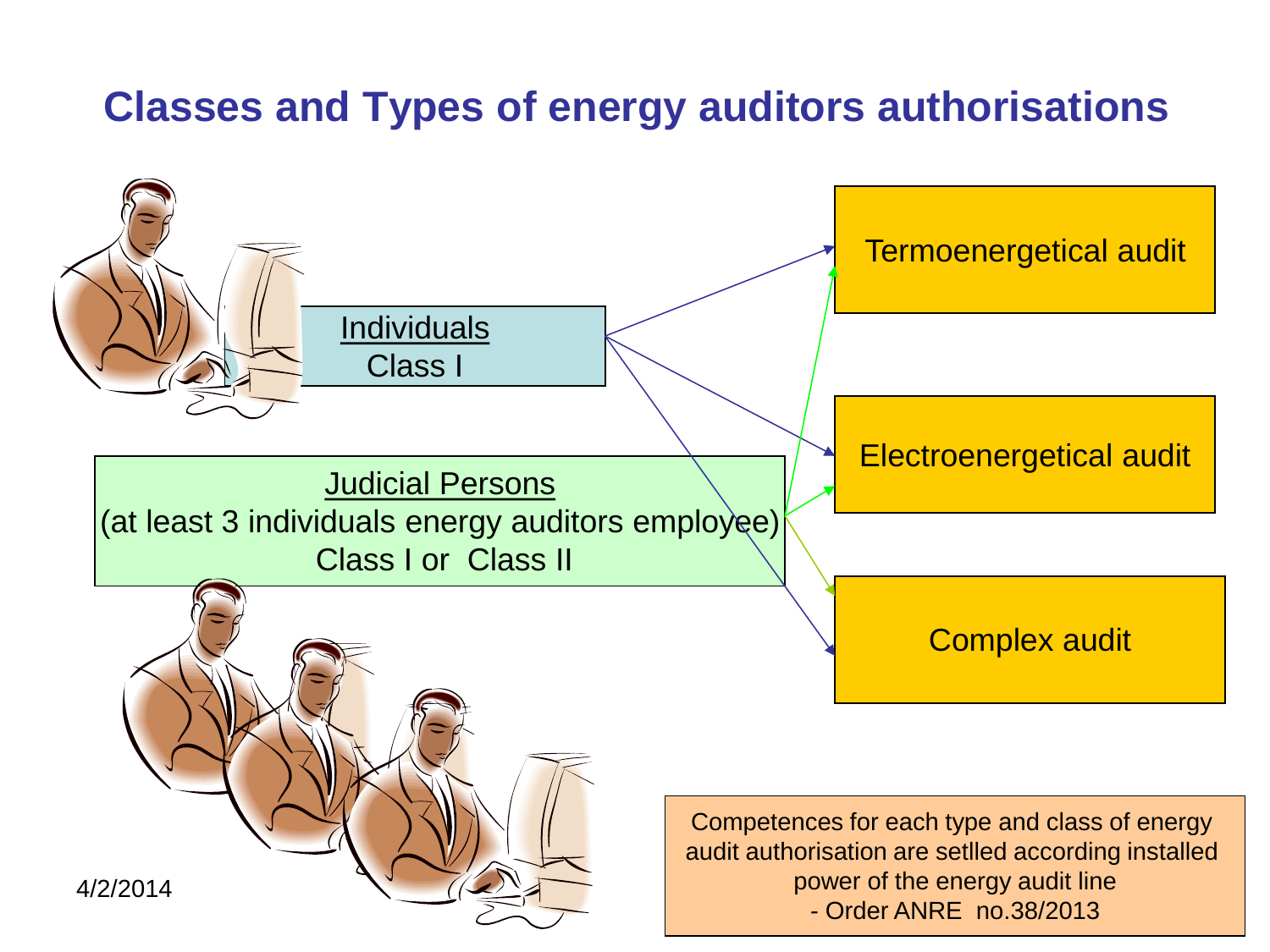# Classes and Types of energy auditors authorisations

Individuals
Class I

Judicial Persons
(at least 3 individuals energy auditors employee)
Class I or Class II

Termoenergetical audit

Electroenergetical audit

Complex audit

Competences for each type and class of energy audit authorisation are setlled according installed power of the energy audit line
- Order ANRE no.38/2013

4/2/2014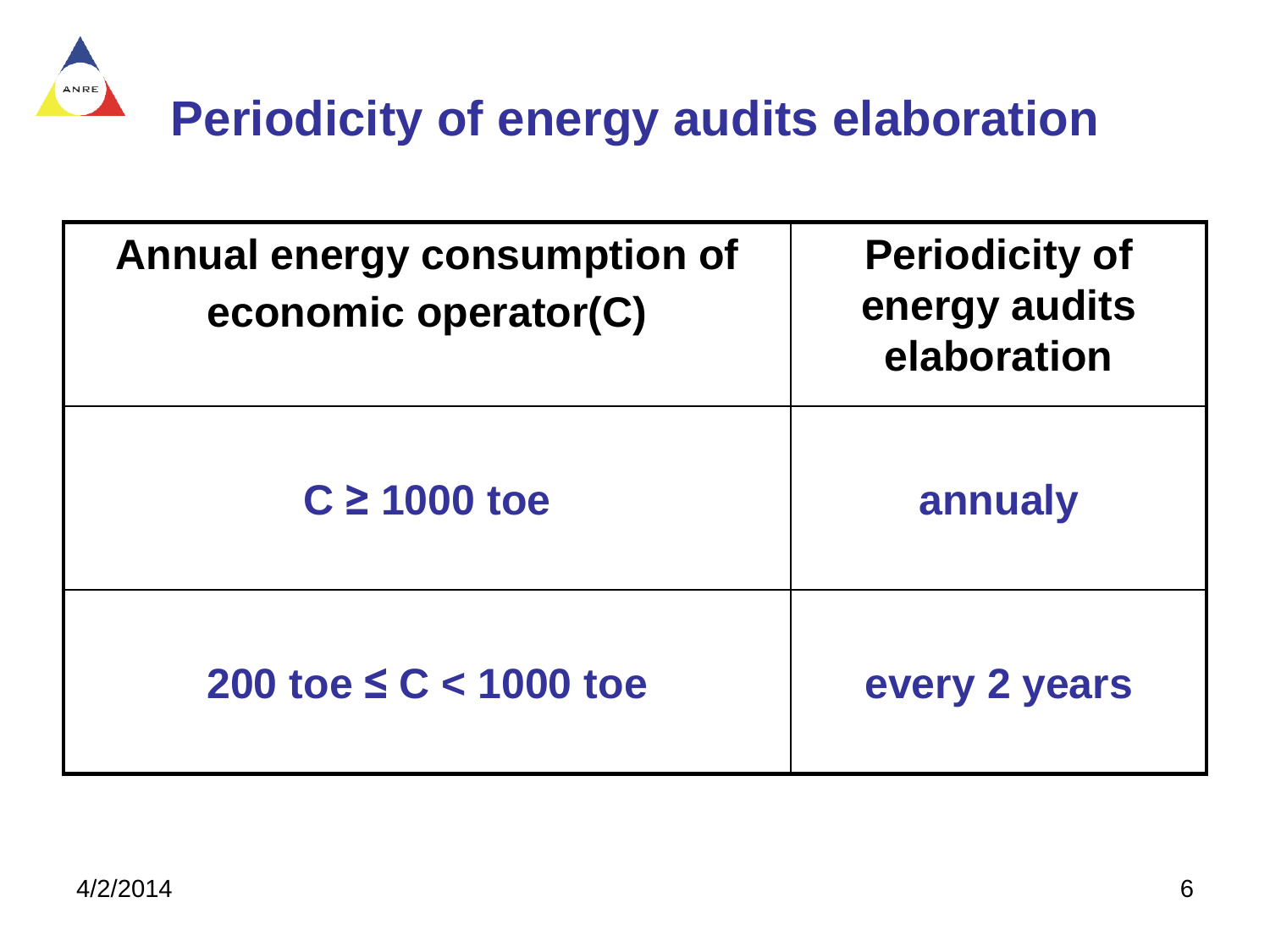# Periodicity of energy audits elaboration

| Annual energy consumption of economic operator(C) | Periodicity of energy audits elaboration |
| --- | --- |
| $C \geq 1000$ toe | annualy |
| 200 toe $\leq C <$ 1000 toe | every 2 years |

4/2/2014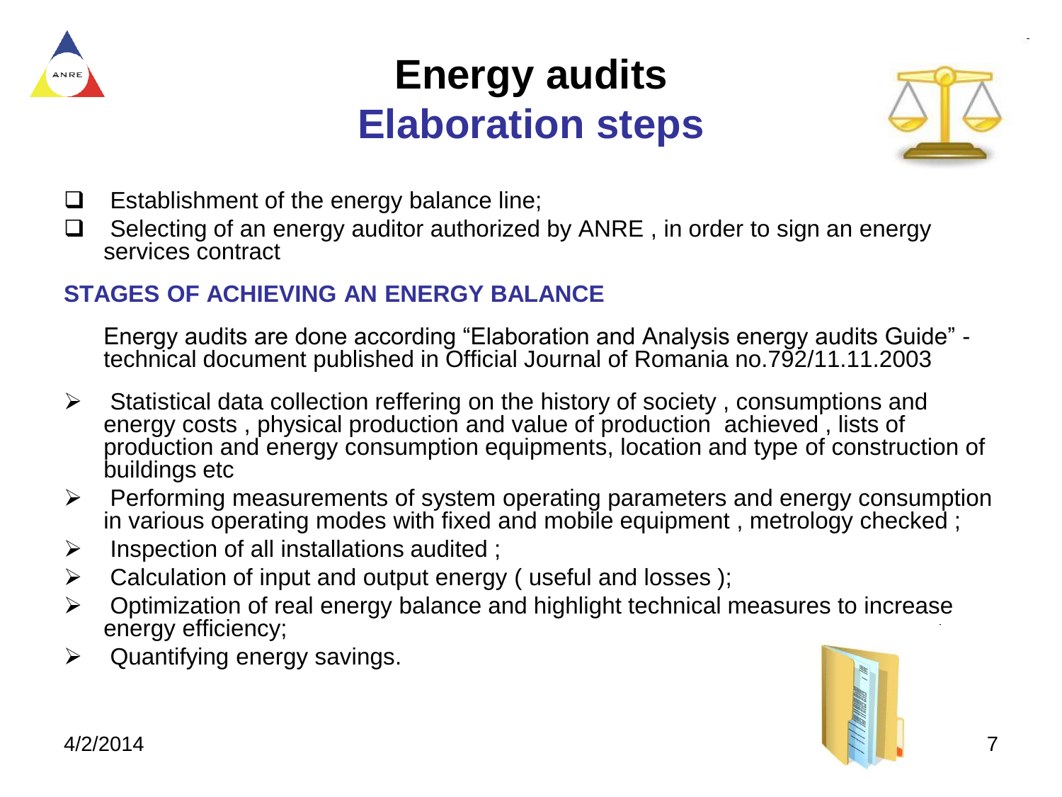# Energy audits
## Elaboration steps

- Establishment of the energy balance line;
- Selecting of an energy auditor authorized by ANRE , in order to sign an energy services contract

### STAGES OF ACHIEVING AN ENERGY BALANCE

Energy audits are done according “Elaboration and Analysis energy audits Guide” - technical document published in Official Journal of Romania no.792/11.11.2003

- Statistical data collection reffering on the history of society , consumptions and energy costs , physical production and value of production achieved , lists of production and energy consumption equipments, location and type of construction of buildings etc
- Performing measurements of system operating parameters and energy consumption in various operating modes with fixed and mobile equipment , metrology checked ;
- Inspection of all installations audited ;
- Calculation of input and output energy ( useful and losses );
- Optimization of real energy balance and highlight technical measures to increase energy efficiency;
- Quantifying energy savings.

4/2/2014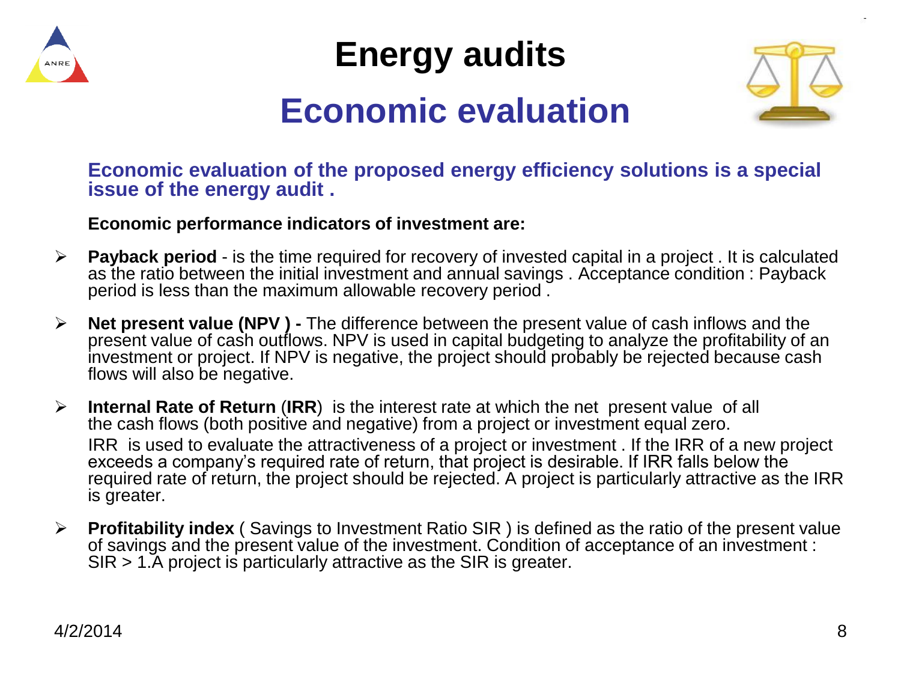# Energy audits

## Economic evaluation

**Economic evaluation of the proposed energy efficiency solutions is a special issue of the energy audit .**

**Economic performance indicators of investment are:**

- **Payback period** - is the time required for recovery of invested capital in a project . It is calculated as the ratio between the initial investment and annual savings . Acceptance condition : Payback period is less than the maximum allowable recovery period .
- **Net present value (NPV ) -** The difference between the present value of cash inflows and the present value of cash outflows. NPV is used in capital budgeting to analyze the profitability of an investment or project. If NPV is negative, the project should probably be rejected because cash flows will also be negative.
- **Internal Rate of Return** (**IRR**) is the interest rate at which the net present value of all the cash flows (both positive and negative) from a project or investment equal zero.

  IRR is used to evaluate the attractiveness of a project or investment . If the IRR of a new project exceeds a company's required rate of return, that project is desirable. If IRR falls below the required rate of return, the project should be rejected. A project is particularly attractive as the IRR is greater.
- **Profitability index** ( Savings to Investment Ratio SIR ) is defined as the ratio of the present value of savings and the present value of the investment. Condition of acceptance of an investment : SIR > 1.A project is particularly attractive as the SIR is greater.

4/2/2014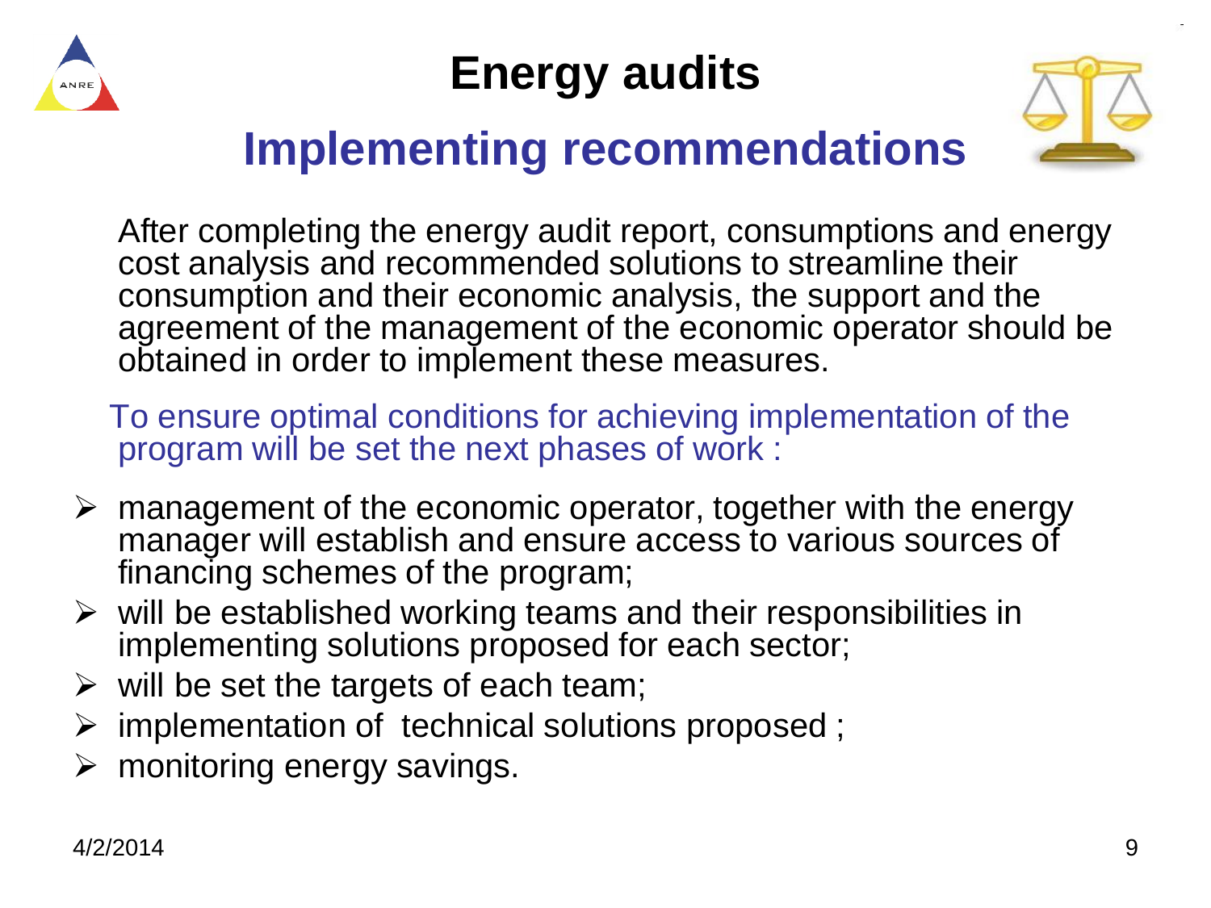# Energy audits

## Implementing recommendations

After completing the energy audit report, consumptions and energy cost analysis and recommended solutions to streamline their consumption and their economic analysis, the support and the agreement of the management of the economic operator should be obtained in order to implement these measures.

To ensure optimal conditions for achieving implementation of the program will be set the next phases of work :

- management of the economic operator, together with the energy manager will establish and ensure access to various sources of financing schemes of the program;
- will be established working teams and their responsibilities in implementing solutions proposed for each sector;
- will be set the targets of each team;
- implementation of technical solutions proposed ;
- monitoring energy savings.

4/2/2014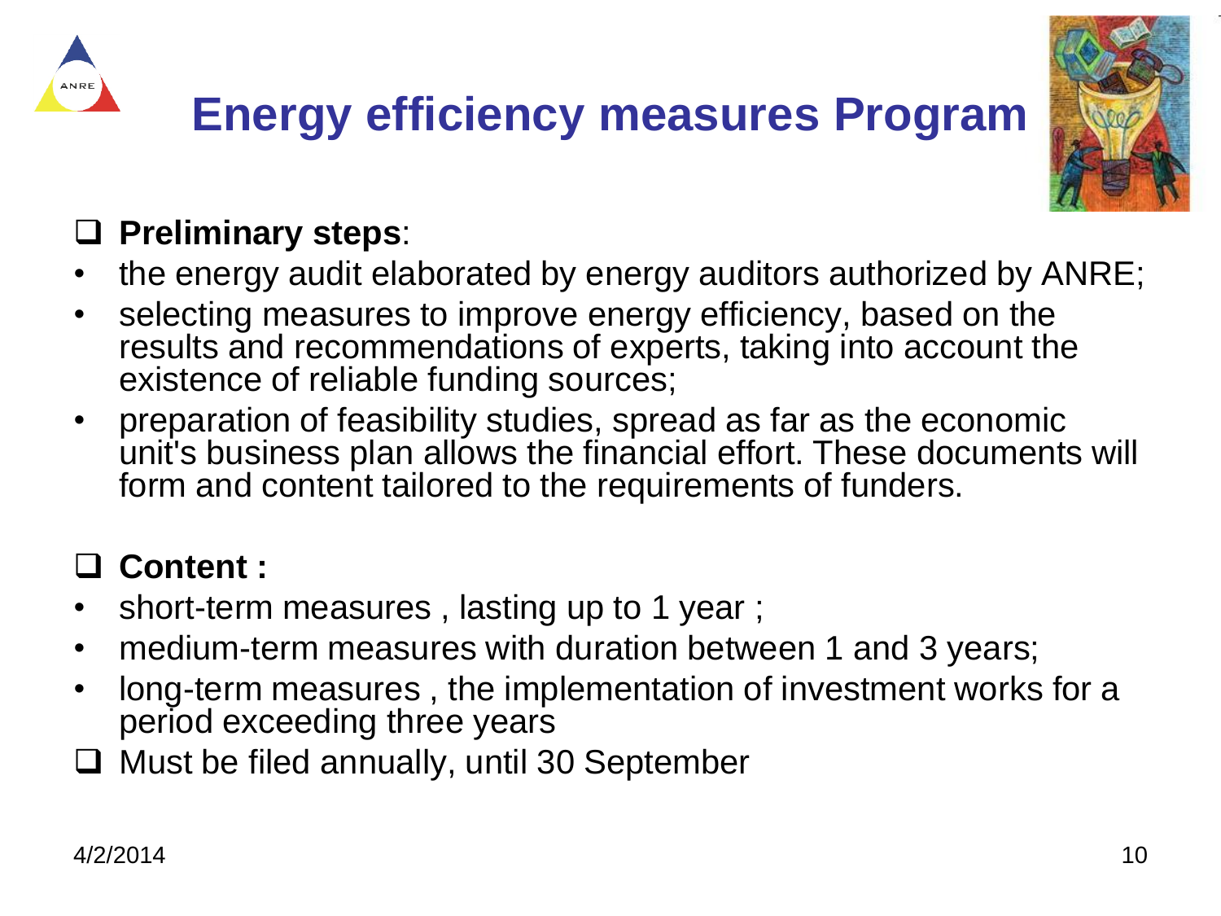# Energy efficiency measures Program

- **Preliminary steps**:
  - the energy audit elaborated by energy auditors authorized by ANRE;
  - selecting measures to improve energy efficiency, based on the results and recommendations of experts, taking into account the existence of reliable funding sources;
  - preparation of feasibility studies, spread as far as the economic unit's business plan allows the financial effort. These documents will form and content tailored to the requirements of funders.

- **Content :**
  - short-term measures , lasting up to 1 year ;
  - medium-term measures with duration between 1 and 3 years;
  - long-term measures , the implementation of investment works for a period exceeding three years
- Must be filed annually, until 30 September

4/2/2014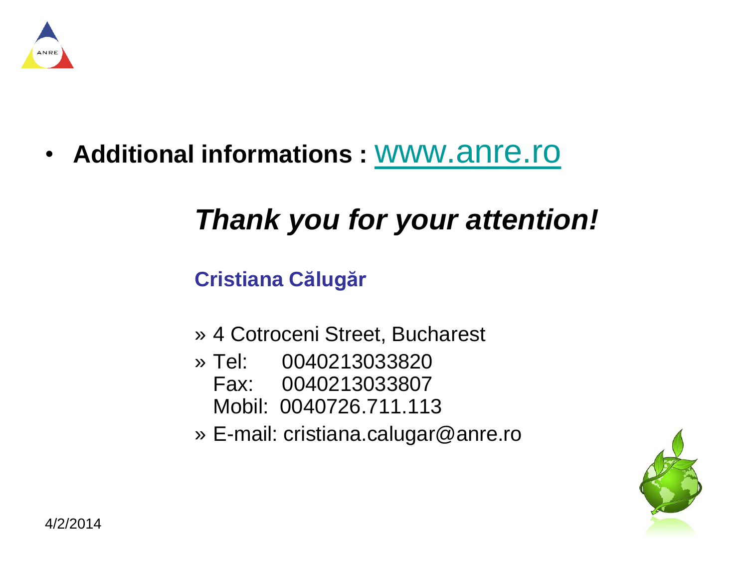- **Additional informations :** [www.anre.ro](http://www.anre.ro)

# *Thank you for your attention!*

**Cristiana Călugăr**

» 4 Cotroceni Street, Bucharest

» Tel: 0040213033820
  Fax: 0040213033807
  Mobil: 0040726.711.113

» E-mail: cristiana.calugar@anre.ro

4/2/2014